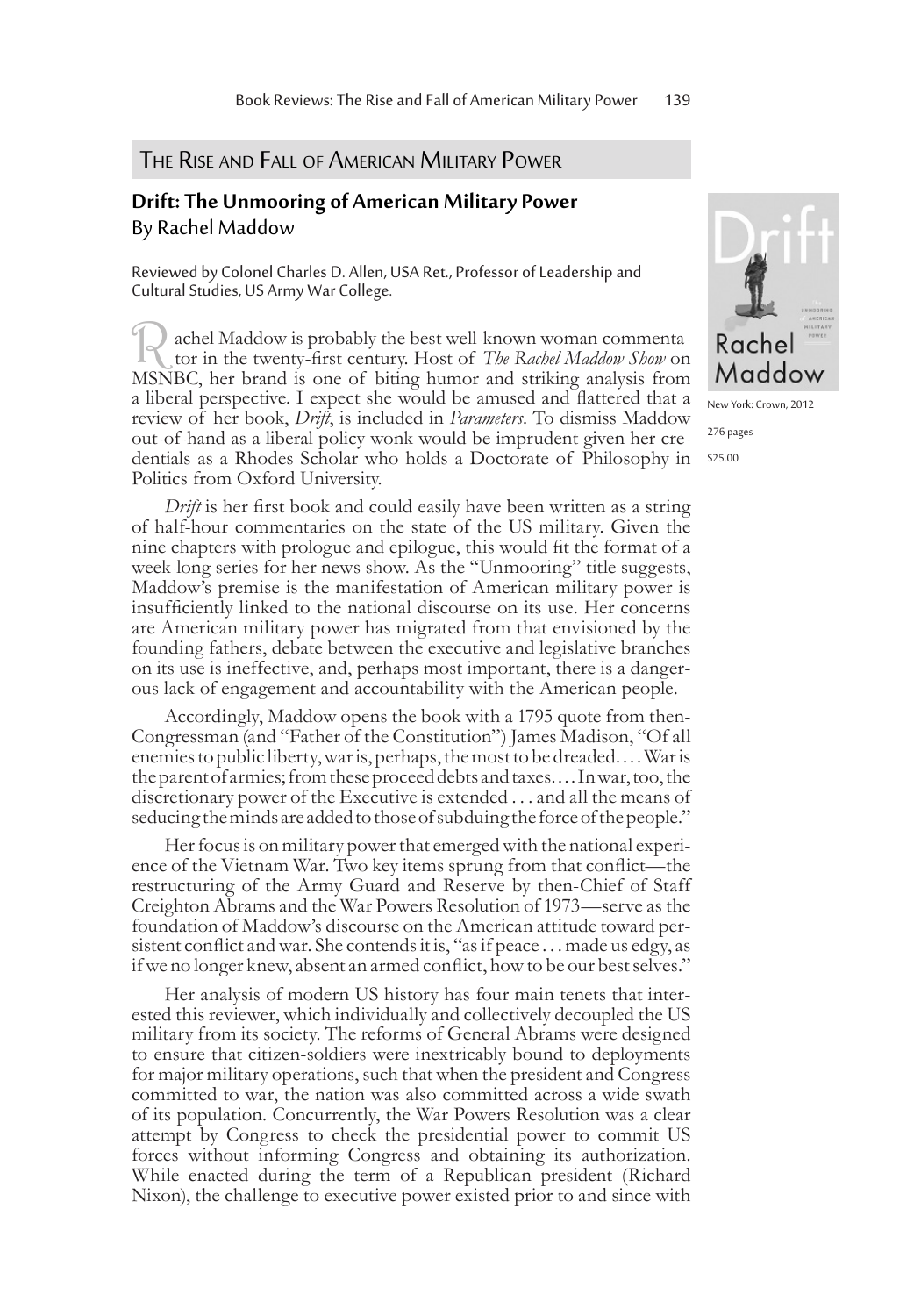## The Rise and Fall of American Military Power

### Drift: The Unmooring of American Military Power

By Rachel Maddow

Reviewed by Colonel Charles D. Allen, USA Ret., Professor of Leadership and Cultural Studies, US Army War College.

New York: Crown, 2012

276 pages

$25.00

Rachel Maddow is probably the best well-known woman commentator in the twenty-first century. Host of *The Rachel Maddow Show* on MSNBC, her brand is one of biting humor and striking analysis from a liberal perspective. I expect she would be amused and flattered that a review of her book, *Drift*, is included in *Parameters*. To dismiss Maddow out-of-hand as a liberal policy wonk would be imprudent given her credentials as a Rhodes Scholar who holds a Doctorate of Philosophy in Politics from Oxford University.

*Drift* is her first book and could easily have been written as a string of half-hour commentaries on the state of the US military. Given the nine chapters with prologue and epilogue, this would fit the format of a week-long series for her news show. As the "Unmooring" title suggests, Maddow's premise is the manifestation of American military power is insufficiently linked to the national discourse on its use. Her concerns are American military power has migrated from that envisioned by the founding fathers, debate between the executive and legislative branches on its use is ineffective, and, perhaps most important, there is a dangerous lack of engagement and accountability with the American people.

Accordingly, Maddow opens the book with a 1795 quote from then-Congressman (and "Father of the Constitution") James Madison, "Of all enemies to public liberty, war is, perhaps, the most to be dreaded. . . . War is the parent of armies; from these proceed debts and taxes. . . . In war, too, the discretionary power of the Executive is extended . . . and all the means of seducing the minds are added to those of subduing the force of the people."

Her focus is on military power that emerged with the national experience of the Vietnam War. Two key items sprung from that conflict—the restructuring of the Army Guard and Reserve by then-Chief of Staff Creighton Abrams and the War Powers Resolution of 1973—serve as the foundation of Maddow's discourse on the American attitude toward persistent conflict and war. She contends it is, "as if peace . . . made us edgy, as if we no longer knew, absent an armed conflict, how to be our best selves."

Her analysis of modern US history has four main tenets that interested this reviewer, which individually and collectively decoupled the US military from its society. The reforms of General Abrams were designed to ensure that citizen-soldiers were inextricably bound to deployments for major military operations, such that when the president and Congress committed to war, the nation was also committed across a wide swath of its population. Concurrently, the War Powers Resolution was a clear attempt by Congress to check the presidential power to commit US forces without informing Congress and obtaining its authorization. While enacted during the term of a Republican president (Richard Nixon), the challenge to executive power existed prior to and since with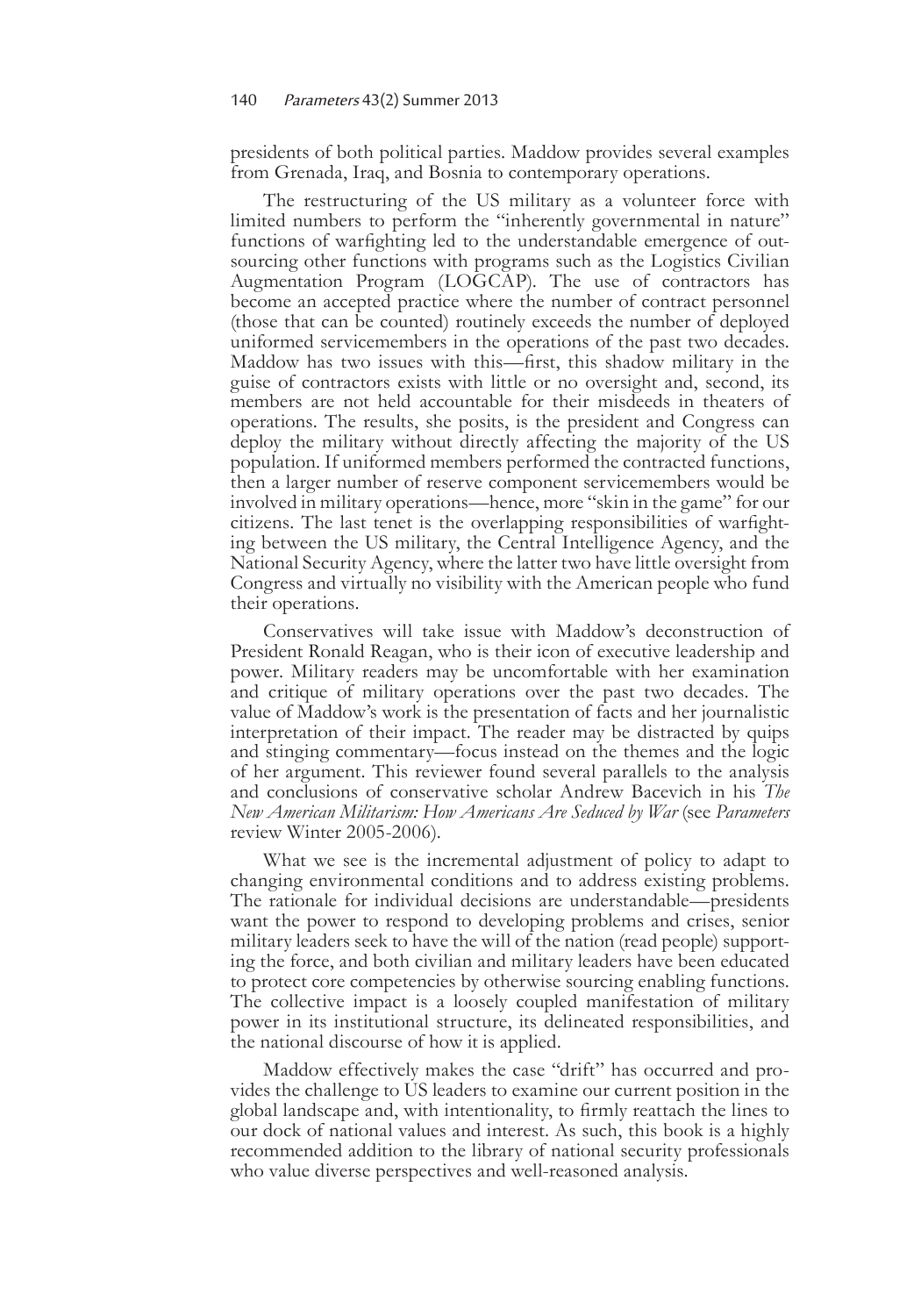presidents of both political parties. Maddow provides several examples from Grenada, Iraq, and Bosnia to contemporary operations.

The restructuring of the US military as a volunteer force with limited numbers to perform the "inherently governmental in nature" functions of warfighting led to the understandable emergence of outsourcing other functions with programs such as the Logistics Civilian Augmentation Program (LOGCAP). The use of contractors has become an accepted practice where the number of contract personnel (those that can be counted) routinely exceeds the number of deployed uniformed servicemembers in the operations of the past two decades. Maddow has two issues with this—first, this shadow military in the guise of contractors exists with little or no oversight and, second, its members are not held accountable for their misdeeds in theaters of operations. The results, she posits, is the president and Congress can deploy the military without directly affecting the majority of the US population. If uniformed members performed the contracted functions, then a larger number of reserve component servicemembers would be involved in military operations—hence, more "skin in the game" for our citizens. The last tenet is the overlapping responsibilities of warfighting between the US military, the Central Intelligence Agency, and the National Security Agency, where the latter two have little oversight from Congress and virtually no visibility with the American people who fund their operations.

Conservatives will take issue with Maddow's deconstruction of President Ronald Reagan, who is their icon of executive leadership and power. Military readers may be uncomfortable with her examination and critique of military operations over the past two decades. The value of Maddow's work is the presentation of facts and her journalistic interpretation of their impact. The reader may be distracted by quips and stinging commentary—focus instead on the themes and the logic of her argument. This reviewer found several parallels to the analysis and conclusions of conservative scholar Andrew Bacevich in his *The New American Militarism: How Americans Are Seduced by War* (see *Parameters* review Winter 2005-2006).

What we see is the incremental adjustment of policy to adapt to changing environmental conditions and to address existing problems. The rationale for individual decisions are understandable—presidents want the power to respond to developing problems and crises, senior military leaders seek to have the will of the nation (read people) supporting the force, and both civilian and military leaders have been educated to protect core competencies by otherwise sourcing enabling functions. The collective impact is a loosely coupled manifestation of military power in its institutional structure, its delineated responsibilities, and the national discourse of how it is applied.

Maddow effectively makes the case "drift" has occurred and provides the challenge to US leaders to examine our current position in the global landscape and, with intentionality, to firmly reattach the lines to our dock of national values and interest. As such, this book is a highly recommended addition to the library of national security professionals who value diverse perspectives and well-reasoned analysis.